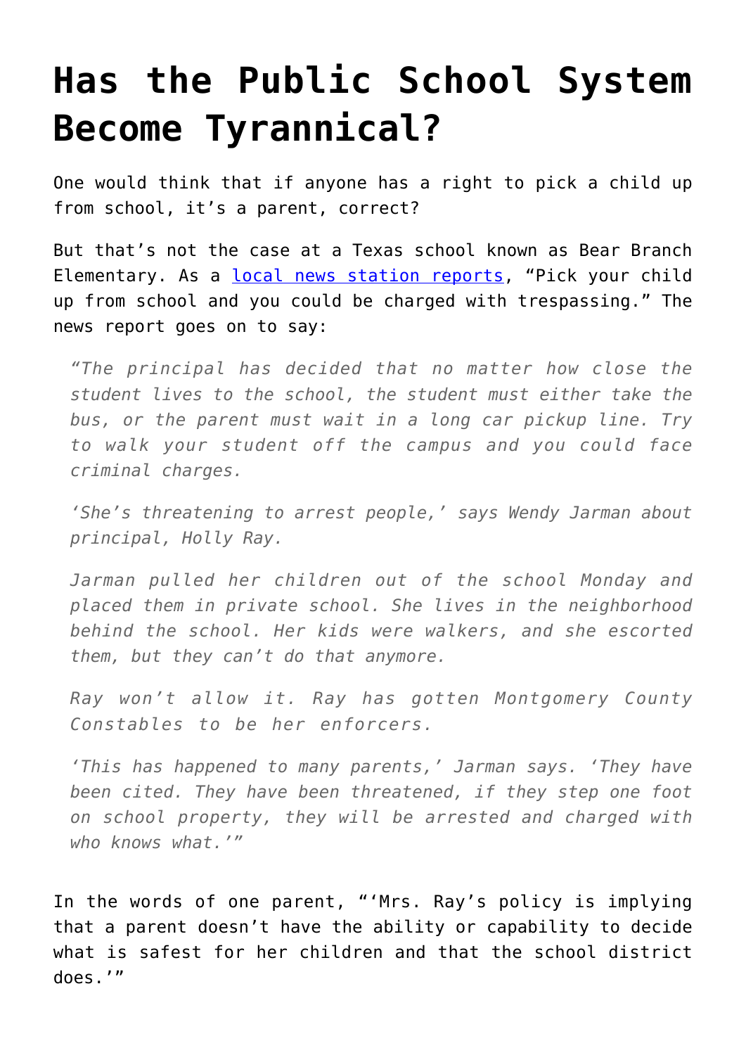# Has the Public School System Become Tyrannical?

One would think that if anyone has a right to pick a child up from school, it's a parent, correct?

But that's not the case at a Texas school known as Bear Branch Elementary. As a [local news station reports](), "Pick your child up from school and you could be charged with trespassing." The news report goes on to say:

> *"The principal has decided that no matter how close the student lives to the school, the student must either take the bus, or the parent must wait in a long car pickup line. Try to walk your student off the campus and you could face criminal charges.*
>
> *'She's threatening to arrest people,' says Wendy Jarman about principal, Holly Ray.*
>
> *Jarman pulled her children out of the school Monday and placed them in private school. She lives in the neighborhood behind the school. Her kids were walkers, and she escorted them, but they can't do that anymore.*
>
> *Ray won't allow it. Ray has gotten Montgomery County Constables to be her enforcers.*
>
> *'This has happened to many parents,' Jarman says. 'They have been cited. They have been threatened, if they step one foot on school property, they will be arrested and charged with who knows what.'"*

In the words of one parent, "'Mrs. Ray's policy is implying that a parent doesn't have the ability or capability to decide what is safest for her children and that the school district does.'"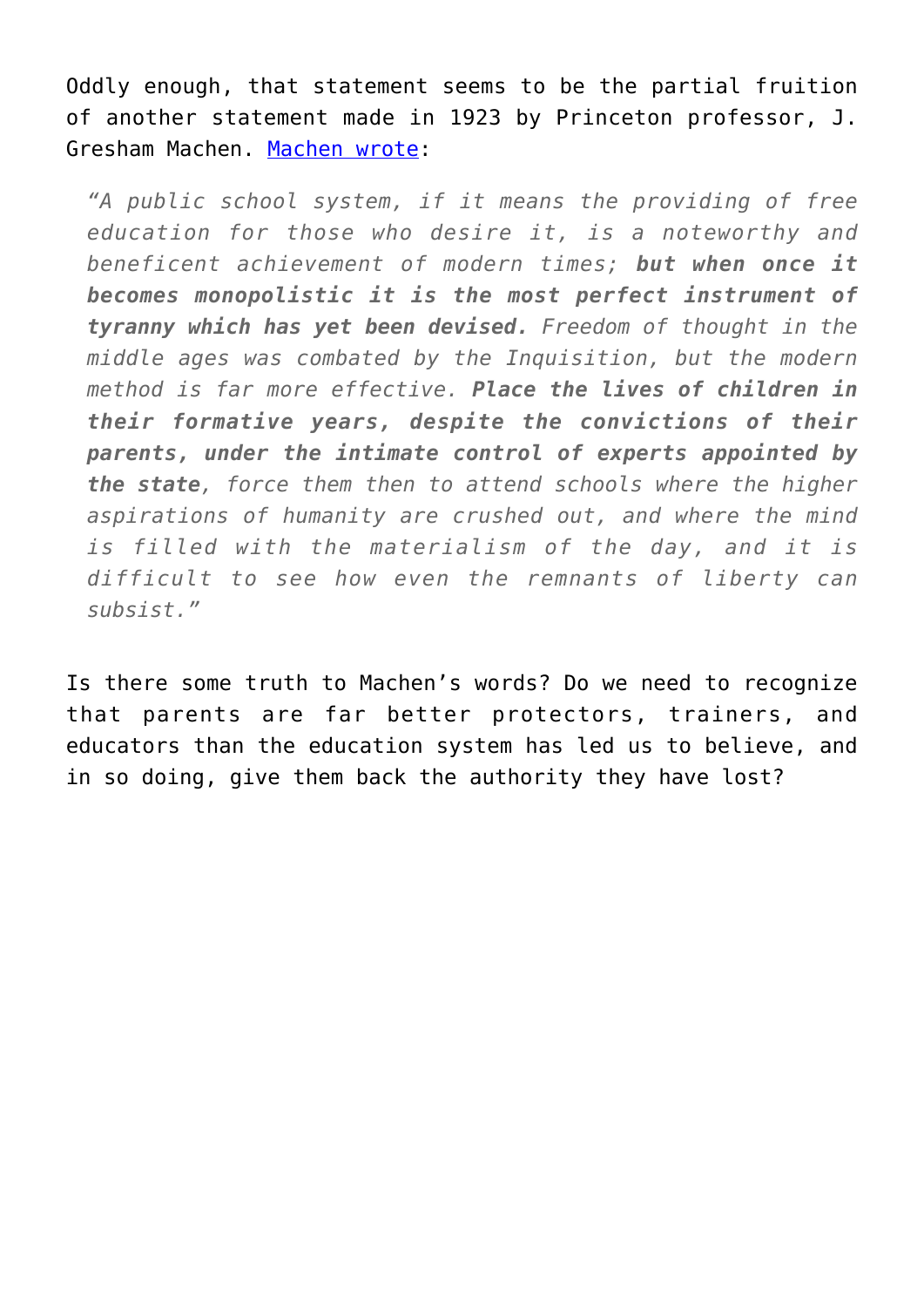Oddly enough, that statement seems to be the partial fruition of another statement made in 1923 by Princeton professor, J. Gresham Machen. Machen wrote:

> *"A public school system, if it means the providing of free education for those who desire it, is a noteworthy and beneficent achievement of modern times;* ***but when once it becomes monopolistic it is the most perfect instrument of tyranny which has yet been devised.*** *Freedom of thought in the middle ages was combated by the Inquisition, but the modern method is far more effective.* ***Place the lives of children in their formative years, despite the convictions of their parents, under the intimate control of experts appointed by the state****, force them then to attend schools where the higher aspirations of humanity are crushed out, and where the mind is filled with the materialism of the day, and it is difficult to see how even the remnants of liberty can subsist."*

Is there some truth to Machen's words? Do we need to recognize that parents are far better protectors, trainers, and educators than the education system has led us to believe, and in so doing, give them back the authority they have lost?